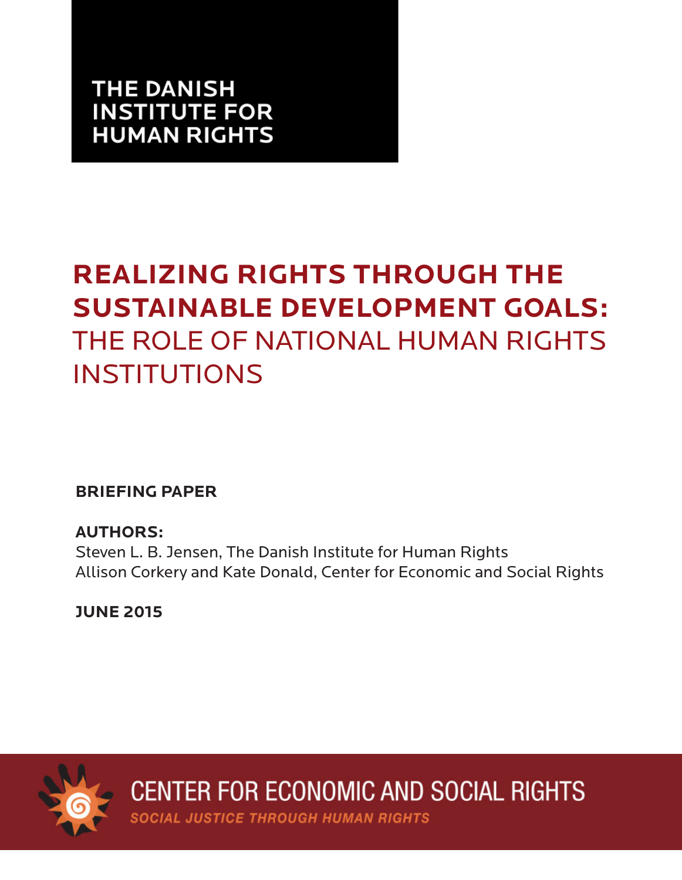THE DANISH INSTITUTE FOR HUMAN RIGHTS

# REALIZING RIGHTS THROUGH THE SUSTAINABLE DEVELOPMENT GOALS: THE ROLE OF NATIONAL HUMAN RIGHTS INSTITUTIONS

**BRIEFING PAPER**

**AUTHORS:**
Steven L. B. Jensen, The Danish Institute for Human Rights
Allison Corkery and Kate Donald, Center for Economic and Social Rights

**JUNE 2015**

CENTER FOR ECONOMIC AND SOCIAL RIGHTS

*SOCIAL JUSTICE THROUGH HUMAN RIGHTS*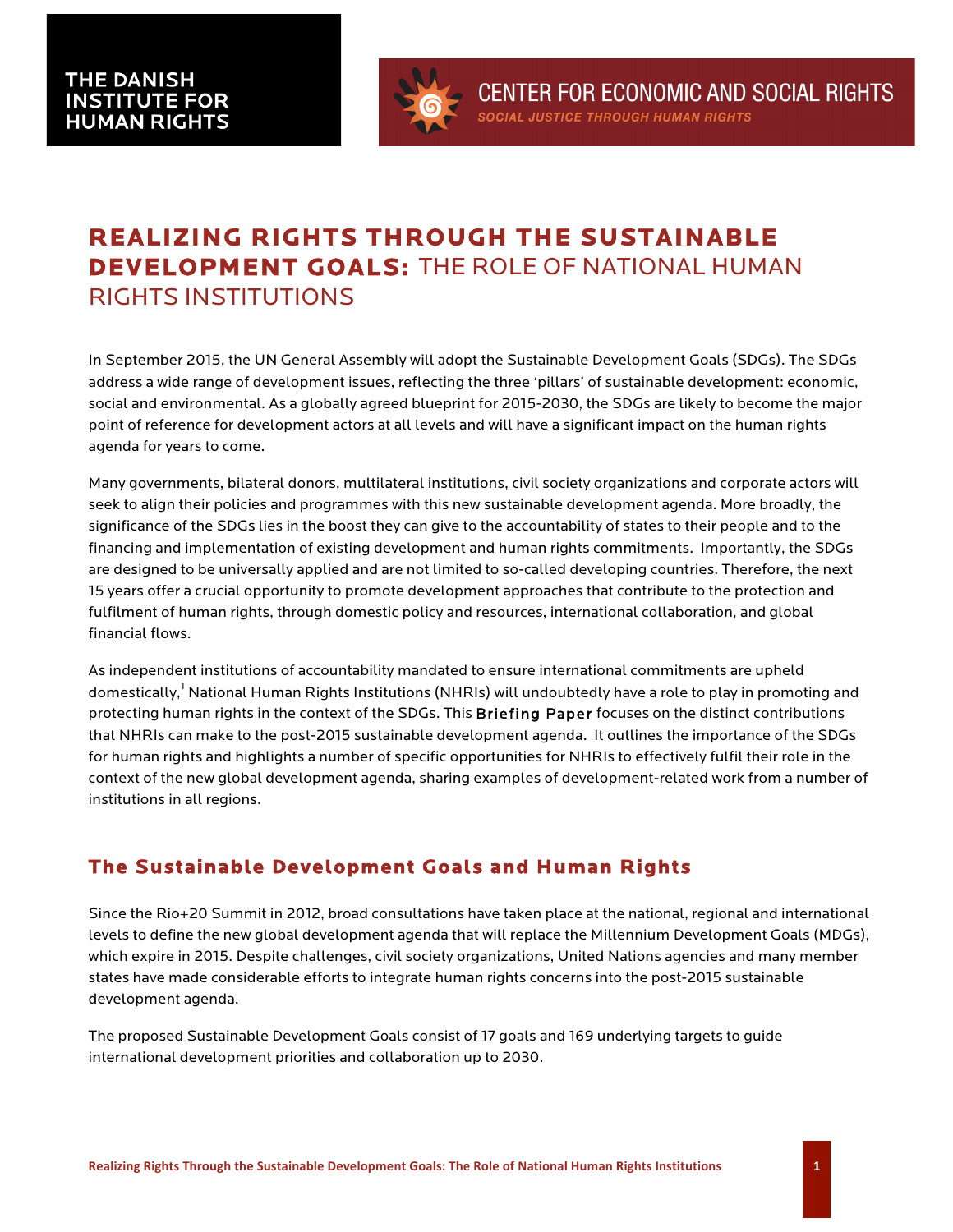THE DANISH INSTITUTE FOR HUMAN RIGHTS

CENTER FOR ECONOMIC AND SOCIAL RIGHTS
*SOCIAL JUSTICE THROUGH HUMAN RIGHTS*

# REALIZING RIGHTS THROUGH THE SUSTAINABLE DEVELOPMENT GOALS: THE ROLE OF NATIONAL HUMAN RIGHTS INSTITUTIONS

In September 2015, the UN General Assembly will adopt the Sustainable Development Goals (SDGs). The SDGs address a wide range of development issues, reflecting the three 'pillars' of sustainable development: economic, social and environmental. As a globally agreed blueprint for 2015-2030, the SDGs are likely to become the major point of reference for development actors at all levels and will have a significant impact on the human rights agenda for years to come.

Many governments, bilateral donors, multilateral institutions, civil society organizations and corporate actors will seek to align their policies and programmes with this new sustainable development agenda. More broadly, the significance of the SDGs lies in the boost they can give to the accountability of states to their people and to the financing and implementation of existing development and human rights commitments. Importantly, the SDGs are designed to be universally applied and are not limited to so-called developing countries. Therefore, the next 15 years offer a crucial opportunity to promote development approaches that contribute to the protection and fulfilment of human rights, through domestic policy and resources, international collaboration, and global financial flows.

As independent institutions of accountability mandated to ensure international commitments are upheld domestically,[1] National Human Rights Institutions (NHRIs) will undoubtedly have a role to play in promoting and protecting human rights in the context of the SDGs. This **Briefing Paper** focuses on the distinct contributions that NHRIs can make to the post-2015 sustainable development agenda. It outlines the importance of the SDGs for human rights and highlights a number of specific opportunities for NHRIs to effectively fulfil their role in the context of the new global development agenda, sharing examples of development-related work from a number of institutions in all regions.

## The Sustainable Development Goals and Human Rights

Since the Rio+20 Summit in 2012, broad consultations have taken place at the national, regional and international levels to define the new global development agenda that will replace the Millennium Development Goals (MDGs), which expire in 2015. Despite challenges, civil society organizations, United Nations agencies and many member states have made considerable efforts to integrate human rights concerns into the post-2015 sustainable development agenda.

The proposed Sustainable Development Goals consist of 17 goals and 169 underlying targets to guide international development priorities and collaboration up to 2030.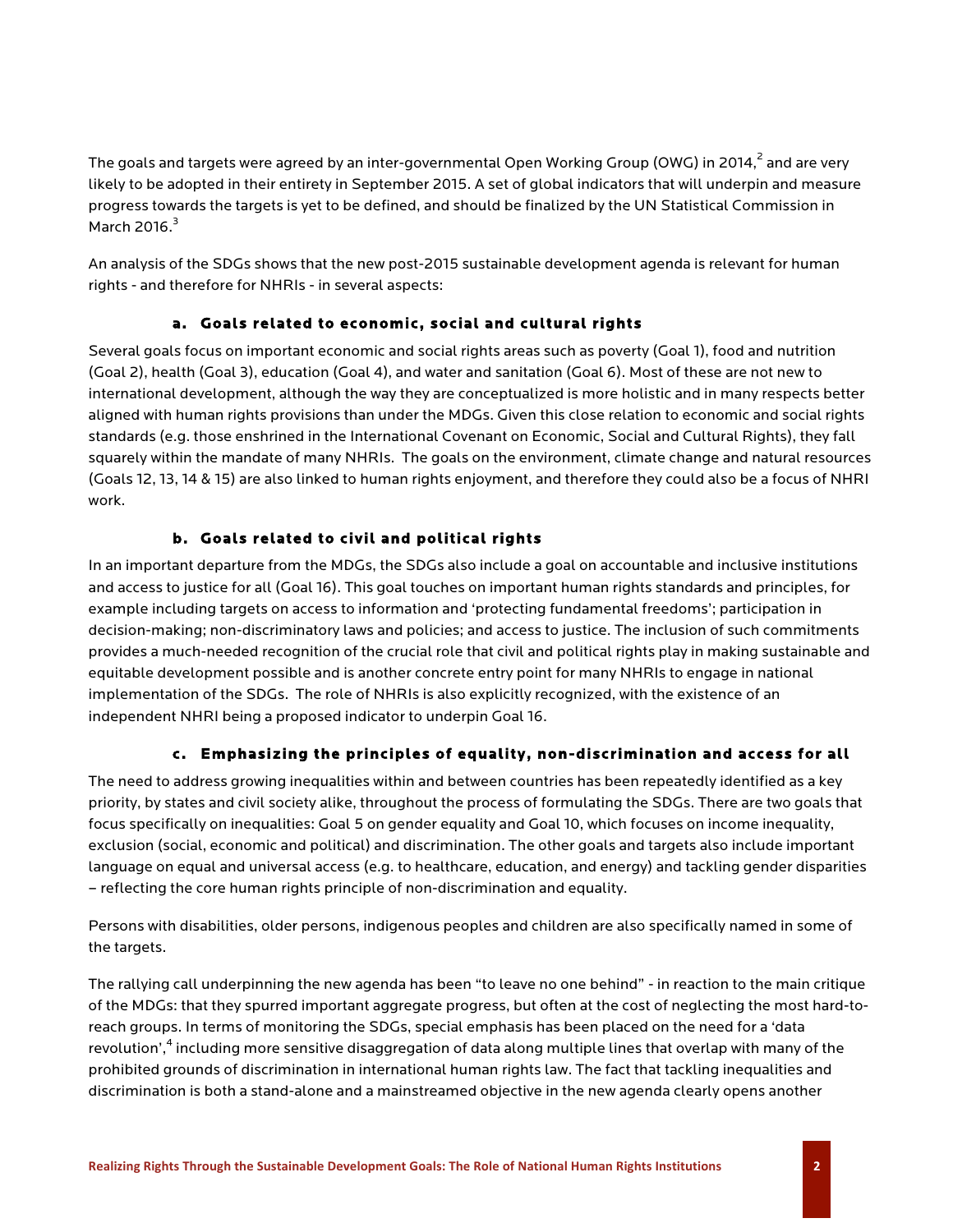The goals and targets were agreed by an inter-governmental Open Working Group (OWG) in 2014,[2] and are very likely to be adopted in their entirety in September 2015. A set of global indicators that will underpin and measure progress towards the targets is yet to be defined, and should be finalized by the UN Statistical Commission in March 2016.[3]

An analysis of the SDGs shows that the new post-2015 sustainable development agenda is relevant for human rights - and therefore for NHRIs - in several aspects:

### a. Goals related to economic, social and cultural rights

Several goals focus on important economic and social rights areas such as poverty (Goal 1), food and nutrition (Goal 2), health (Goal 3), education (Goal 4), and water and sanitation (Goal 6). Most of these are not new to international development, although the way they are conceptualized is more holistic and in many respects better aligned with human rights provisions than under the MDGs. Given this close relation to economic and social rights standards (e.g. those enshrined in the International Covenant on Economic, Social and Cultural Rights), they fall squarely within the mandate of many NHRIs. The goals on the environment, climate change and natural resources (Goals 12, 13, 14 & 15) are also linked to human rights enjoyment, and therefore they could also be a focus of NHRI work.

### b. Goals related to civil and political rights

In an important departure from the MDGs, the SDGs also include a goal on accountable and inclusive institutions and access to justice for all (Goal 16). This goal touches on important human rights standards and principles, for example including targets on access to information and 'protecting fundamental freedoms'; participation in decision-making; non-discriminatory laws and policies; and access to justice. The inclusion of such commitments provides a much-needed recognition of the crucial role that civil and political rights play in making sustainable and equitable development possible and is another concrete entry point for many NHRIs to engage in national implementation of the SDGs. The role of NHRIs is also explicitly recognized, with the existence of an independent NHRI being a proposed indicator to underpin Goal 16.

### c. Emphasizing the principles of equality, non-discrimination and access for all

The need to address growing inequalities within and between countries has been repeatedly identified as a key priority, by states and civil society alike, throughout the process of formulating the SDGs. There are two goals that focus specifically on inequalities: Goal 5 on gender equality and Goal 10, which focuses on income inequality, exclusion (social, economic and political) and discrimination. The other goals and targets also include important language on equal and universal access (e.g. to healthcare, education, and energy) and tackling gender disparities – reflecting the core human rights principle of non-discrimination and equality.

Persons with disabilities, older persons, indigenous peoples and children are also specifically named in some of the targets.

The rallying call underpinning the new agenda has been "to leave no one behind" - in reaction to the main critique of the MDGs: that they spurred important aggregate progress, but often at the cost of neglecting the most hard-to-reach groups. In terms of monitoring the SDGs, special emphasis has been placed on the need for a 'data revolution',[4] including more sensitive disaggregation of data along multiple lines that overlap with many of the prohibited grounds of discrimination in international human rights law. The fact that tackling inequalities and discrimination is both a stand-alone and a mainstreamed objective in the new agenda clearly opens another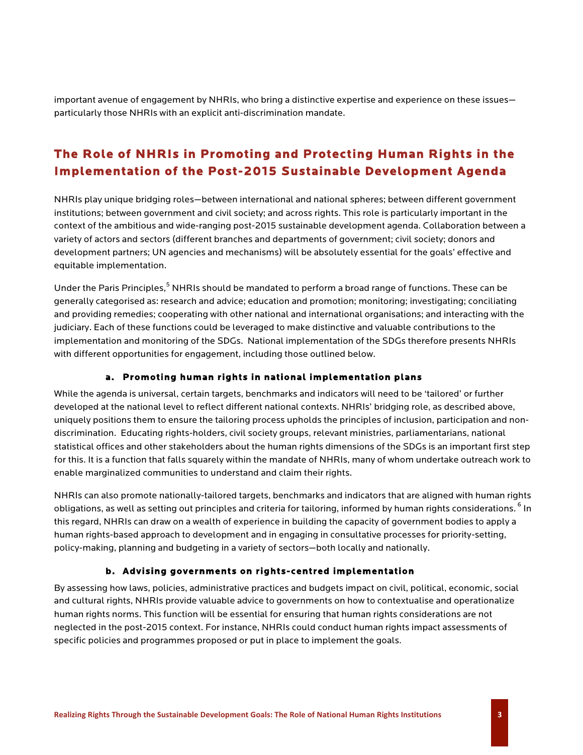important avenue of engagement by NHRIs, who bring a distinctive expertise and experience on these issues—particularly those NHRIs with an explicit anti-discrimination mandate.

## The Role of NHRIs in Promoting and Protecting Human Rights in the Implementation of the Post-2015 Sustainable Development Agenda

NHRIs play unique bridging roles—between international and national spheres; between different government institutions; between government and civil society; and across rights. This role is particularly important in the context of the ambitious and wide-ranging post-2015 sustainable development agenda. Collaboration between a variety of actors and sectors (different branches and departments of government; civil society; donors and development partners; UN agencies and mechanisms) will be absolutely essential for the goals' effective and equitable implementation.

Under the Paris Principles,[5] NHRIs should be mandated to perform a broad range of functions. These can be generally categorised as: research and advice; education and promotion; monitoring; investigating; conciliating and providing remedies; cooperating with other national and international organisations; and interacting with the judiciary. Each of these functions could be leveraged to make distinctive and valuable contributions to the implementation and monitoring of the SDGs. National implementation of the SDGs therefore presents NHRIs with different opportunities for engagement, including those outlined below.

### a. Promoting human rights in national implementation plans

While the agenda is universal, certain targets, benchmarks and indicators will need to be 'tailored' or further developed at the national level to reflect different national contexts. NHRIs' bridging role, as described above, uniquely positions them to ensure the tailoring process upholds the principles of inclusion, participation and non-discrimination. Educating rights-holders, civil society groups, relevant ministries, parliamentarians, national statistical offices and other stakeholders about the human rights dimensions of the SDGs is an important first step for this. It is a function that falls squarely within the mandate of NHRIs, many of whom undertake outreach work to enable marginalized communities to understand and claim their rights.

NHRIs can also promote nationally-tailored targets, benchmarks and indicators that are aligned with human rights obligations, as well as setting out principles and criteria for tailoring, informed by human rights considerations.[6] In this regard, NHRIs can draw on a wealth of experience in building the capacity of government bodies to apply a human rights-based approach to development and in engaging in consultative processes for priority-setting, policy-making, planning and budgeting in a variety of sectors—both locally and nationally.

### b. Advising governments on rights-centred implementation

By assessing how laws, policies, administrative practices and budgets impact on civil, political, economic, social and cultural rights, NHRIs provide valuable advice to governments on how to contextualise and operationalize human rights norms. This function will be essential for ensuring that human rights considerations are not neglected in the post-2015 context. For instance, NHRIs could conduct human rights impact assessments of specific policies and programmes proposed or put in place to implement the goals.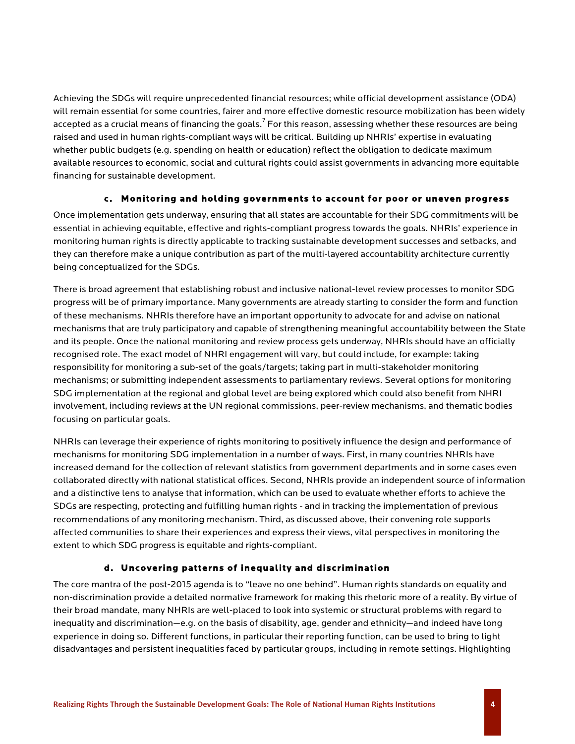Achieving the SDGs will require unprecedented financial resources; while official development assistance (ODA) will remain essential for some countries, fairer and more effective domestic resource mobilization has been widely accepted as a crucial means of financing the goals.[7] For this reason, assessing whether these resources are being raised and used in human rights-compliant ways will be critical. Building up NHRIs' expertise in evaluating whether public budgets (e.g. spending on health or education) reflect the obligation to dedicate maximum available resources to economic, social and cultural rights could assist governments in advancing more equitable financing for sustainable development.

### c. Monitoring and holding governments to account for poor or uneven progress

Once implementation gets underway, ensuring that all states are accountable for their SDG commitments will be essential in achieving equitable, effective and rights-compliant progress towards the goals. NHRIs' experience in monitoring human rights is directly applicable to tracking sustainable development successes and setbacks, and they can therefore make a unique contribution as part of the multi-layered accountability architecture currently being conceptualized for the SDGs.

There is broad agreement that establishing robust and inclusive national-level review processes to monitor SDG progress will be of primary importance. Many governments are already starting to consider the form and function of these mechanisms. NHRIs therefore have an important opportunity to advocate for and advise on national mechanisms that are truly participatory and capable of strengthening meaningful accountability between the State and its people. Once the national monitoring and review process gets underway, NHRIs should have an officially recognised role. The exact model of NHRI engagement will vary, but could include, for example: taking responsibility for monitoring a sub-set of the goals/targets; taking part in multi-stakeholder monitoring mechanisms; or submitting independent assessments to parliamentary reviews. Several options for monitoring SDG implementation at the regional and global level are being explored which could also benefit from NHRI involvement, including reviews at the UN regional commissions, peer-review mechanisms, and thematic bodies focusing on particular goals.

NHRIs can leverage their experience of rights monitoring to positively influence the design and performance of mechanisms for monitoring SDG implementation in a number of ways. First, in many countries NHRIs have increased demand for the collection of relevant statistics from government departments and in some cases even collaborated directly with national statistical offices. Second, NHRIs provide an independent source of information and a distinctive lens to analyse that information, which can be used to evaluate whether efforts to achieve the SDGs are respecting, protecting and fulfilling human rights - and in tracking the implementation of previous recommendations of any monitoring mechanism. Third, as discussed above, their convening role supports affected communities to share their experiences and express their views, vital perspectives in monitoring the extent to which SDG progress is equitable and rights-compliant.

### d. Uncovering patterns of inequality and discrimination

The core mantra of the post-2015 agenda is to "leave no one behind". Human rights standards on equality and non-discrimination provide a detailed normative framework for making this rhetoric more of a reality. By virtue of their broad mandate, many NHRIs are well-placed to look into systemic or structural problems with regard to inequality and discrimination—e.g. on the basis of disability, age, gender and ethnicity—and indeed have long experience in doing so. Different functions, in particular their reporting function, can be used to bring to light disadvantages and persistent inequalities faced by particular groups, including in remote settings. Highlighting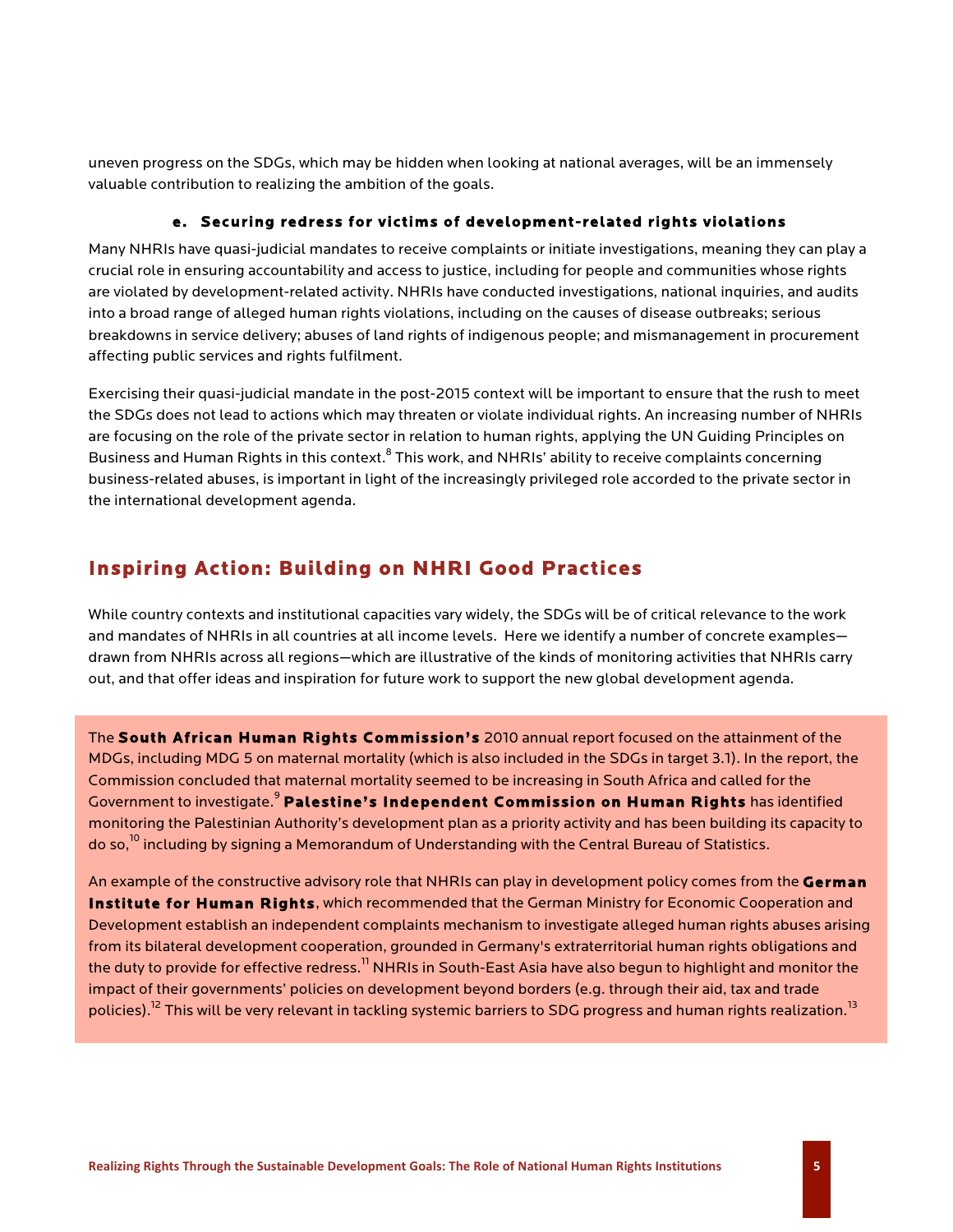uneven progress on the SDGs, which may be hidden when looking at national averages, will be an immensely valuable contribution to realizing the ambition of the goals.

### e. Securing redress for victims of development-related rights violations

Many NHRIs have quasi-judicial mandates to receive complaints or initiate investigations, meaning they can play a crucial role in ensuring accountability and access to justice, including for people and communities whose rights are violated by development-related activity. NHRIs have conducted investigations, national inquiries, and audits into a broad range of alleged human rights violations, including on the causes of disease outbreaks; serious breakdowns in service delivery; abuses of land rights of indigenous people; and mismanagement in procurement affecting public services and rights fulfilment.

Exercising their quasi-judicial mandate in the post-2015 context will be important to ensure that the rush to meet the SDGs does not lead to actions which may threaten or violate individual rights. An increasing number of NHRIs are focusing on the role of the private sector in relation to human rights, applying the UN Guiding Principles on Business and Human Rights in this context.[8] This work, and NHRIs' ability to receive complaints concerning business-related abuses, is important in light of the increasingly privileged role accorded to the private sector in the international development agenda.

## Inspiring Action: Building on NHRI Good Practices

While country contexts and institutional capacities vary widely, the SDGs will be of critical relevance to the work and mandates of NHRIs in all countries at all income levels. Here we identify a number of concrete examples—drawn from NHRIs across all regions—which are illustrative of the kinds of monitoring activities that NHRIs carry out, and that offer ideas and inspiration for future work to support the new global development agenda.

The **South African Human Rights Commission's** 2010 annual report focused on the attainment of the MDGs, including MDG 5 on maternal mortality (which is also included in the SDGs in target 3.1). In the report, the Commission concluded that maternal mortality seemed to be increasing in South Africa and called for the Government to investigate.[9] **Palestine's Independent Commission on Human Rights** has identified monitoring the Palestinian Authority's development plan as a priority activity and has been building its capacity to do so,[10] including by signing a Memorandum of Understanding with the Central Bureau of Statistics.

An example of the constructive advisory role that NHRIs can play in development policy comes from the **German Institute for Human Rights**, which recommended that the German Ministry for Economic Cooperation and Development establish an independent complaints mechanism to investigate alleged human rights abuses arising from its bilateral development cooperation, grounded in Germany's extraterritorial human rights obligations and the duty to provide for effective redress.[11] NHRIs in South-East Asia have also begun to highlight and monitor the impact of their governments' policies on development beyond borders (e.g. through their aid, tax and trade policies).[12] This will be very relevant in tackling systemic barriers to SDG progress and human rights realization.[13]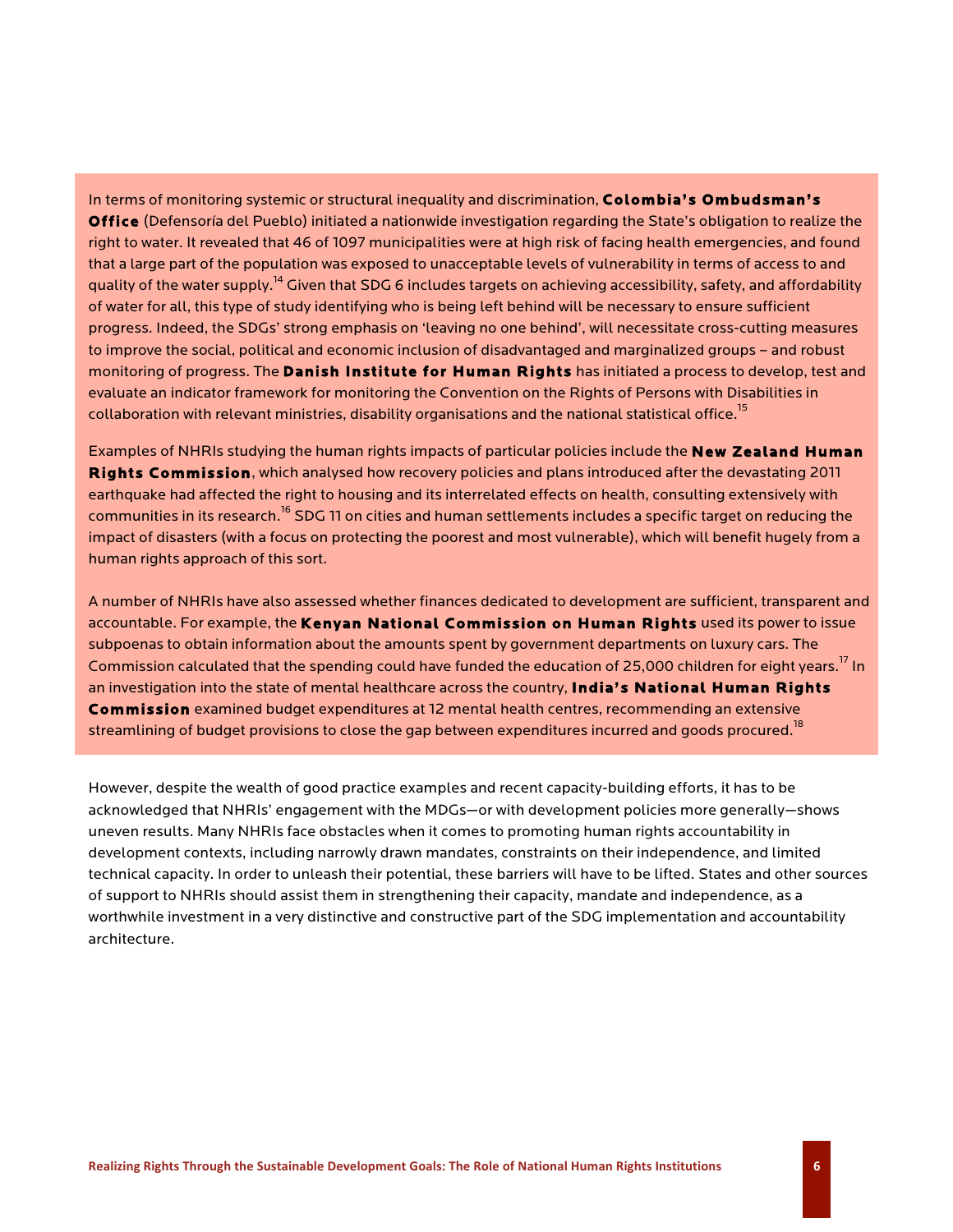In terms of monitoring systemic or structural inequality and discrimination, **Colombia's Ombudsman's Office** (Defensoría del Pueblo) initiated a nationwide investigation regarding the State's obligation to realize the right to water. It revealed that 46 of 1097 municipalities were at high risk of facing health emergencies, and found that a large part of the population was exposed to unacceptable levels of vulnerability in terms of access to and quality of the water supply.[14] Given that SDG 6 includes targets on achieving accessibility, safety, and affordability of water for all, this type of study identifying who is being left behind will be necessary to ensure sufficient progress. Indeed, the SDGs' strong emphasis on 'leaving no one behind', will necessitate cross-cutting measures to improve the social, political and economic inclusion of disadvantaged and marginalized groups – and robust monitoring of progress. The **Danish Institute for Human Rights** has initiated a process to develop, test and evaluate an indicator framework for monitoring the Convention on the Rights of Persons with Disabilities in collaboration with relevant ministries, disability organisations and the national statistical office.[15]

Examples of NHRIs studying the human rights impacts of particular policies include the **New Zealand Human Rights Commission**, which analysed how recovery policies and plans introduced after the devastating 2011 earthquake had affected the right to housing and its interrelated effects on health, consulting extensively with communities in its research.[16] SDG 11 on cities and human settlements includes a specific target on reducing the impact of disasters (with a focus on protecting the poorest and most vulnerable), which will benefit hugely from a human rights approach of this sort.

A number of NHRIs have also assessed whether finances dedicated to development are sufficient, transparent and accountable. For example, the **Kenyan National Commission on Human Rights** used its power to issue subpoenas to obtain information about the amounts spent by government departments on luxury cars. The Commission calculated that the spending could have funded the education of 25,000 children for eight years.[17] In an investigation into the state of mental healthcare across the country, **India's National Human Rights Commission** examined budget expenditures at 12 mental health centres, recommending an extensive streamlining of budget provisions to close the gap between expenditures incurred and goods procured.[18]

However, despite the wealth of good practice examples and recent capacity-building efforts, it has to be acknowledged that NHRIs' engagement with the MDGs—or with development policies more generally—shows uneven results. Many NHRIs face obstacles when it comes to promoting human rights accountability in development contexts, including narrowly drawn mandates, constraints on their independence, and limited technical capacity. In order to unleash their potential, these barriers will have to be lifted. States and other sources of support to NHRIs should assist them in strengthening their capacity, mandate and independence, as a worthwhile investment in a very distinctive and constructive part of the SDG implementation and accountability architecture.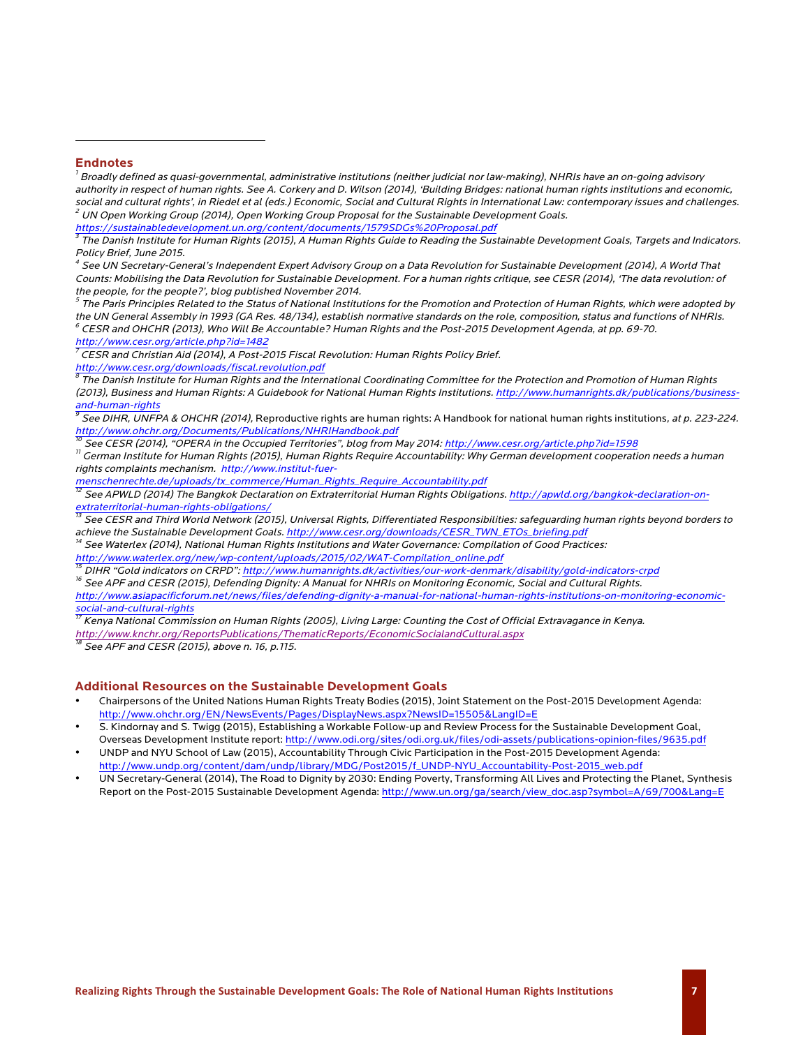## Endnotes

[1] *Broadly defined as quasi-governmental, administrative institutions (neither judicial nor law-making), NHRIs have an on-going advisory authority in respect of human rights. See A. Corkery and D. Wilson (2014), 'Building Bridges: national human rights institutions and economic, social and cultural rights', in Riedel et al (eds.) Economic, Social and Cultural Rights in International Law: contemporary issues and challenges.*

[2] *UN Open Working Group (2014), Open Working Group Proposal for the Sustainable Development Goals.* *https://sustainabledevelopment.un.org/content/documents/1579SDGs%20Proposal.pdf*

[3] *The Danish Institute for Human Rights (2015), A Human Rights Guide to Reading the Sustainable Development Goals, Targets and Indicators. Policy Brief, June 2015.*

[4] *See UN Secretary-General's Independent Expert Advisory Group on a Data Revolution for Sustainable Development (2014), A World That Counts: Mobilising the Data Revolution for Sustainable Development. For a human rights critique, see CESR (2014), 'The data revolution: of the people, for the people?', blog published November 2014.*

[5] *The Paris Principles Related to the Status of National Institutions for the Promotion and Protection of Human Rights, which were adopted by the UN General Assembly in 1993 (GA Res. 48/134), establish normative standards on the role, composition, status and functions of NHRIs.*

[6] *CESR and OHCHR (2013), Who Will Be Accountable? Human Rights and the Post-2015 Development Agenda, at pp. 69-70.* *http://www.cesr.org/article.php?id=1482*

[7] *CESR and Christian Aid (2014), A Post-2015 Fiscal Revolution: Human Rights Policy Brief.* *http://www.cesr.org/downloads/fiscal.revolution.pdf*

[8] *The Danish Institute for Human Rights and the International Coordinating Committee for the Protection and Promotion of Human Rights (2013), Business and Human Rights: A Guidebook for National Human Rights Institutions.* *http://www.humanrights.dk/publications/business-and-human-rights*

[9] *See DIHR, UNFPA & OHCHR (2014),* Reproductive rights are human rights: A Handbook for national human rights institutions, *at p. 223-224.* *http://www.ohchr.org/Documents/Publications/NHRIHandbook.pdf*

[10] *See CESR (2014), "OPERA in the Occupied Territories", blog from May 2014:* *http://www.cesr.org/article.php?id=1598*

[11] *German Institute for Human Rights (2015), Human Rights Require Accountability: Why German development cooperation needs a human rights complaints mechanism.* *http://www.institut-fuer-menschenrechte.de/uploads/tx_commerce/Human_Rights_Require_Accountability.pdf*

[12] *See APWLD (2014) The Bangkok Declaration on Extraterritorial Human Rights Obligations.* *http://apwld.org/bangkok-declaration-on-extraterritorial-human-rights-obligations/*

[13] *See CESR and Third World Network (2015), Universal Rights, Differentiated Responsibilities: safeguarding human rights beyond borders to achieve the Sustainable Development Goals.* *http://www.cesr.org/downloads/CESR_TWN_ETOs_briefing.pdf*

[14] *See Waterlex (2014), National Human Rights Institutions and Water Governance: Compilation of Good Practices:* *http://www.waterlex.org/new/wp-content/uploads/2015/02/WAT-Compilation_online.pdf*

[15] *DIHR "Gold indicators on CRPD":* *http://www.humanrights.dk/activities/our-work-denmark/disability/gold-indicators-crpd*

[16] *See APF and CESR (2015), Defending Dignity: A Manual for NHRIs on Monitoring Economic, Social and Cultural Rights.* *http://www.asiapacificforum.net/news/files/defending-dignity-a-manual-for-national-human-rights-institutions-on-monitoring-economic-social-and-cultural-rights*

[17] *Kenya National Commission on Human Rights (2005), Living Large: Counting the Cost of Official Extravagance in Kenya.* *http://www.knchr.org/ReportsPublications/ThematicReports/EconomicSocialandCultural.aspx*

[18] *See APF and CESR (2015), above n. 16, p.115.*

## Additional Resources on the Sustainable Development Goals

- Chairpersons of the United Nations Human Rights Treaty Bodies (2015), Joint Statement on the Post-2015 Development Agenda: http://www.ohchr.org/EN/NewsEvents/Pages/DisplayNews.aspx?NewsID=15505&LangID=E
- S. Kindornay and S. Twigg (2015), Establishing a Workable Follow-up and Review Process for the Sustainable Development Goal, Overseas Development Institute report: http://www.odi.org/sites/odi.org.uk/files/odi-assets/publications-opinion-files/9635.pdf
- UNDP and NYU School of Law (2015), Accountability Through Civic Participation in the Post-2015 Development Agenda: http://www.undp.org/content/dam/undp/library/MDG/Post2015/f_UNDP-NYU_Accountability-Post-2015_web.pdf
- UN Secretary-General (2014), The Road to Dignity by 2030: Ending Poverty, Transforming All Lives and Protecting the Planet, Synthesis Report on the Post-2015 Sustainable Development Agenda: http://www.un.org/ga/search/view_doc.asp?symbol=A/69/700&Lang=E